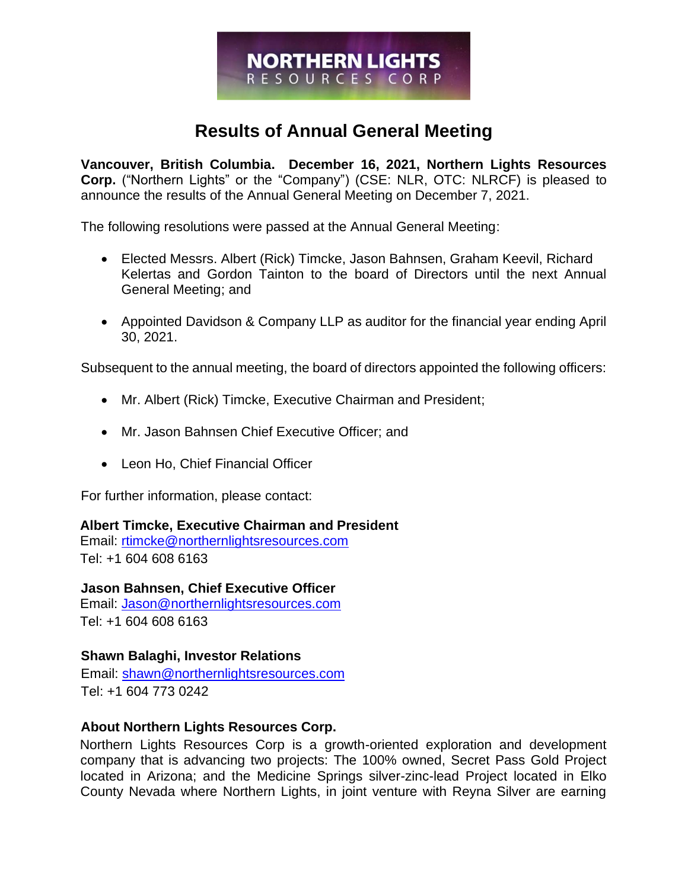NORTHERN LIGHTS
RESOURCES CORP

# Results of Annual General Meeting

**Vancouver, British Columbia. December 16, 2021, Northern Lights Resources Corp.** ("Northern Lights" or the "Company") (CSE: NLR, OTC: NLRCF) is pleased to announce the results of the Annual General Meeting on December 7, 2021.

The following resolutions were passed at the Annual General Meeting:

- Elected Messrs. Albert (Rick) Timcke, Jason Bahnsen, Graham Keevil, Richard Kelertas and Gordon Tainton to the board of Directors until the next Annual General Meeting; and
- Appointed Davidson & Company LLP as auditor for the financial year ending April 30, 2021.

Subsequent to the annual meeting, the board of directors appointed the following officers:

- Mr. Albert (Rick) Timcke, Executive Chairman and President;
- Mr. Jason Bahnsen Chief Executive Officer; and
- Leon Ho, Chief Financial Officer

For further information, please contact:

**Albert Timcke, Executive Chairman and President**
Email: rtimcke@northernlightsresources.com
Tel: +1 604 608 6163

**Jason Bahnsen, Chief Executive Officer**
Email: Jason@northernlightsresources.com
Tel: +1 604 608 6163

**Shawn Balaghi, Investor Relations**
Email: shawn@northernlightsresources.com
Tel: +1 604 773 0242

**About Northern Lights Resources Corp.**
Northern Lights Resources Corp is a growth-oriented exploration and development company that is advancing two projects: The 100% owned, Secret Pass Gold Project located in Arizona; and the Medicine Springs silver-zinc-lead Project located in Elko County Nevada where Northern Lights, in joint venture with Reyna Silver are earning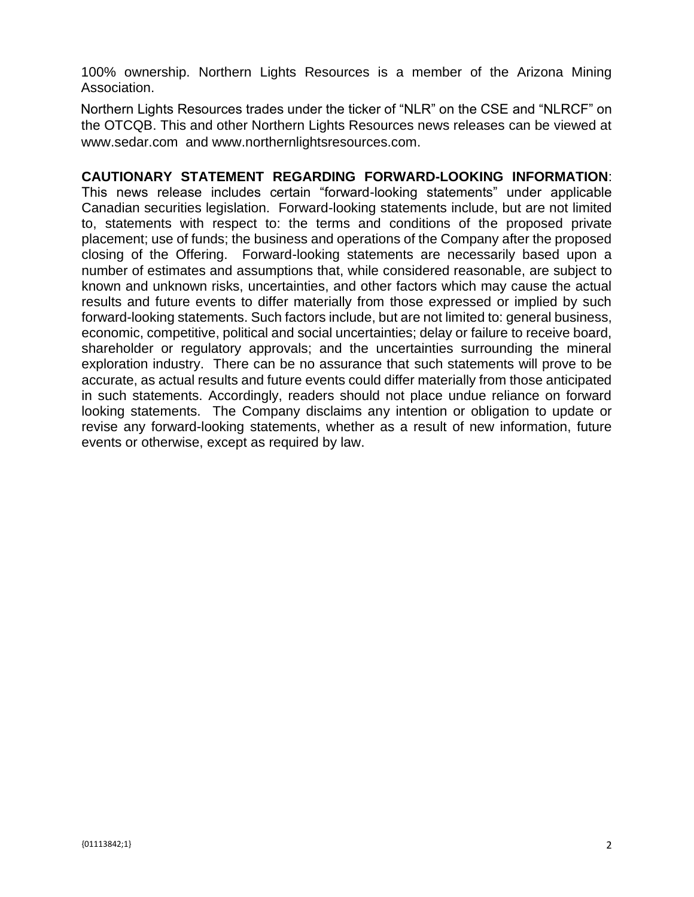100% ownership. Northern Lights Resources is a member of the Arizona Mining Association.

Northern Lights Resources trades under the ticker of "NLR" on the CSE and "NLRCF" on the OTCQB. This and other Northern Lights Resources news releases can be viewed at www.sedar.com and www.northernlightsresources.com.

**CAUTIONARY STATEMENT REGARDING FORWARD-LOOKING INFORMATION**: This news release includes certain "forward-looking statements" under applicable Canadian securities legislation. Forward-looking statements include, but are not limited to, statements with respect to: the terms and conditions of the proposed private placement; use of funds; the business and operations of the Company after the proposed closing of the Offering. Forward-looking statements are necessarily based upon a number of estimates and assumptions that, while considered reasonable, are subject to known and unknown risks, uncertainties, and other factors which may cause the actual results and future events to differ materially from those expressed or implied by such forward-looking statements. Such factors include, but are not limited to: general business, economic, competitive, political and social uncertainties; delay or failure to receive board, shareholder or regulatory approvals; and the uncertainties surrounding the mineral exploration industry. There can be no assurance that such statements will prove to be accurate, as actual results and future events could differ materially from those anticipated in such statements. Accordingly, readers should not place undue reliance on forward looking statements. The Company disclaims any intention or obligation to update or revise any forward-looking statements, whether as a result of new information, future events or otherwise, except as required by law.

{01113842;1}